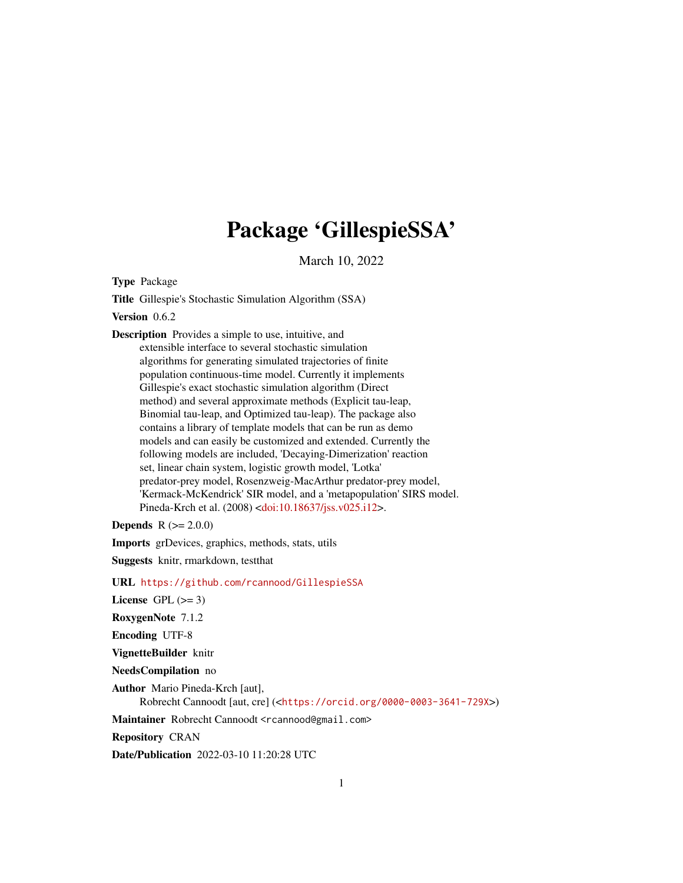# Package 'GillespieSSA'

March 10, 2022

**Type** Package

**Title** Gillespie's Stochastic Simulation Algorithm (SSA)

**Version** 0.6.2

**Description** Provides a simple to use, intuitive, and extensible interface to several stochastic simulation algorithms for generating simulated trajectories of finite population continuous-time model. Currently it implements Gillespie's exact stochastic simulation algorithm (Direct method) and several approximate methods (Explicit tau-leap, Binomial tau-leap, and Optimized tau-leap). The package also contains a library of template models that can be run as demo models and can easily be customized and extended. Currently the following models are included, 'Decaying-Dimerization' reaction set, linear chain system, logistic growth model, 'Lotka' predator-prey model, Rosenzweig-MacArthur predator-prey model, 'Kermack-McKendrick' SIR model, and a 'metapopulation' SIRS model. Pineda-Krch et al. (2008) <doi:10.18637/jss.v025.i12>.

**Depends** R (>= 2.0.0)

**Imports** grDevices, graphics, methods, stats, utils

**Suggests** knitr, rmarkdown, testthat

**URL** https://github.com/rcannood/GillespieSSA

**License** GPL (>= 3)

**RoxygenNote** 7.1.2

**Encoding** UTF-8

**VignetteBuilder** knitr

**NeedsCompilation** no

**Author** Mario Pineda-Krch [aut], Robrecht Cannoodt [aut, cre] (<https://orcid.org/0000-0003-3641-729X>)

**Maintainer** Robrecht Cannoodt <rcannood@gmail.com>

**Repository** CRAN

**Date/Publication** 2022-03-10 11:20:28 UTC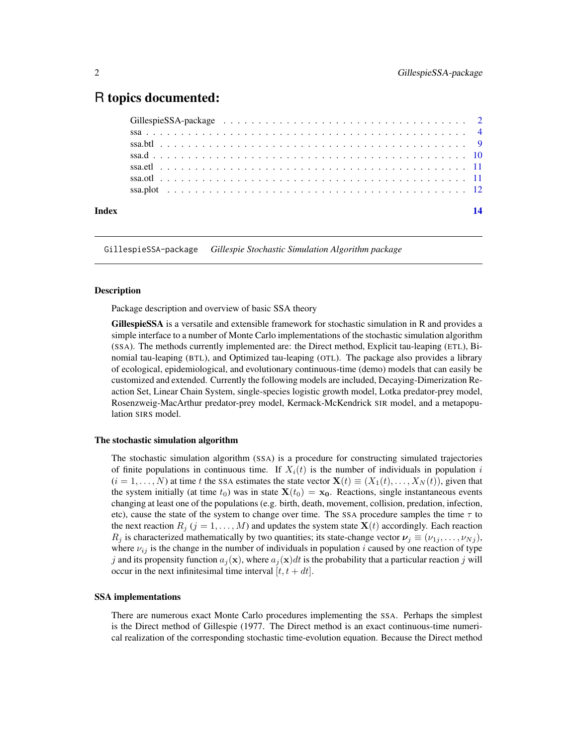# R topics documented:

| | |
|---|---|
| GillespieSSA-package | 2 |
| ssa | 4 |
| ssa.btl | 9 |
| ssa.d | 10 |
| ssa.etl | 11 |
| ssa.otl | 11 |
| ssa.plot | 12 |
| **Index** | **14** |

---

## GillespieSSA-package — *Gillespie Stochastic Simulation Algorithm package*

---

### Description

Package description and overview of basic SSA theory

**GillespieSSA** is a versatile and extensible framework for stochastic simulation in R and provides a simple interface to a number of Monte Carlo implementations of the stochastic simulation algorithm (SSA). The methods currently implemented are: the Direct method, Explicit tau-leaping (ETL), Binomial tau-leaping (BTL), and Optimized tau-leaping (OTL). The package also provides a library of ecological, epidemiological, and evolutionary continuous-time (demo) models that can easily be customized and extended. Currently the following models are included, Decaying-Dimerization Reaction Set, Linear Chain System, single-species logistic growth model, Lotka predator-prey model, Rosenzweig-MacArthur predator-prey model, Kermack-McKendrick SIR model, and a metapopulation SIRS model.

### The stochastic simulation algorithm

The stochastic simulation algorithm (SSA) is a procedure for constructing simulated trajectories of finite populations in continuous time. If $X_i(t)$ is the number of individuals in population $i$ $(i = 1, \ldots, N)$ at time $t$ the SSA estimates the state vector $\mathbf{X}(t) \equiv (X_1(t), \ldots, X_N(t))$, given that the system initially (at time $t_0$) was in state $\mathbf{X}(t_0) = \mathbf{x_0}$. Reactions, single instantaneous events changing at least one of the populations (e.g. birth, death, movement, collision, predation, infection, etc), cause the state of the system to change over time. The SSA procedure samples the time $\tau$ to the next reaction $R_j$ $(j = 1, \ldots, M)$ and updates the system state $\mathbf{X}(t)$ accordingly. Each reaction $R_j$ is characterized mathematically by two quantities; its state-change vector $\boldsymbol{\nu}_j \equiv (\nu_{1j}, \ldots, \nu_{Nj})$, where $\nu_{ij}$ is the change in the number of individuals in population $i$ caused by one reaction of type $j$ and its propensity function $a_j(\mathbf{x})$, where $a_j(\mathbf{x})dt$ is the probability that a particular reaction $j$ will occur in the next infinitesimal time interval $[t, t + dt]$.

### SSA implementations

There are numerous exact Monte Carlo procedures implementing the SSA. Perhaps the simplest is the Direct method of Gillespie (1977. The Direct method is an exact continuous-time numerical realization of the corresponding stochastic time-evolution equation. Because the Direct method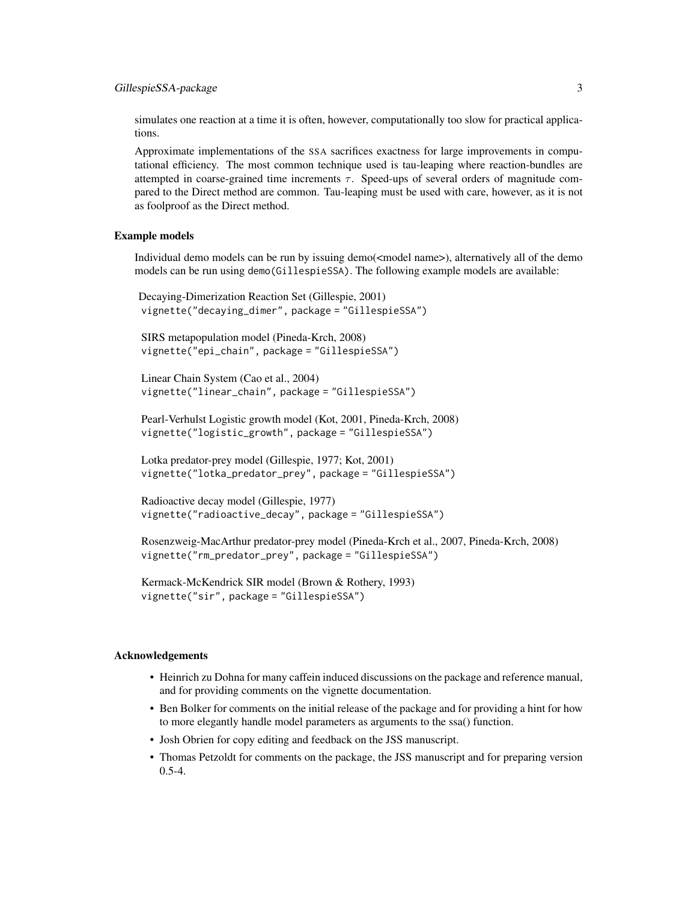simulates one reaction at a time it is often, however, computationally too slow for practical applications.

Approximate implementations of the SSA sacrifices exactness for large improvements in computational efficiency. The most common technique used is tau-leaping where reaction-bundles are attempted in coarse-grained time increments $\tau$. Speed-ups of several orders of magnitude compared to the Direct method are common. Tau-leaping must be used with care, however, as it is not as foolproof as the Direct method.

### Example models

Individual demo models can be run by issuing demo(<model name>), alternatively all of the demo models can be run using `demo(GillespieSSA)`. The following example models are available:

Decaying-Dimerization Reaction Set (Gillespie, 2001)
`vignette("decaying_dimer", package = "GillespieSSA")`

SIRS metapopulation model (Pineda-Krch, 2008)
`vignette("epi_chain", package = "GillespieSSA")`

Linear Chain System (Cao et al., 2004)
`vignette("linear_chain", package = "GillespieSSA")`

Pearl-Verhulst Logistic growth model (Kot, 2001, Pineda-Krch, 2008)
`vignette("logistic_growth", package = "GillespieSSA")`

Lotka predator-prey model (Gillespie, 1977; Kot, 2001)
`vignette("lotka_predator_prey", package = "GillespieSSA")`

Radioactive decay model (Gillespie, 1977)
`vignette("radioactive_decay", package = "GillespieSSA")`

Rosenzweig-MacArthur predator-prey model (Pineda-Krch et al., 2007, Pineda-Krch, 2008)
`vignette("rm_predator_prey", package = "GillespieSSA")`

Kermack-McKendrick SIR model (Brown & Rothery, 1993)
`vignette("sir", package = "GillespieSSA")`

### Acknowledgements

- Heinrich zu Dohna for many caffein induced discussions on the package and reference manual, and for providing comments on the vignette documentation.
- Ben Bolker for comments on the initial release of the package and for providing a hint for how to more elegantly handle model parameters as arguments to the ssa() function.
- Josh Obrien for copy editing and feedback on the JSS manuscript.
- Thomas Petzoldt for comments on the package, the JSS manuscript and for preparing version 0.5-4.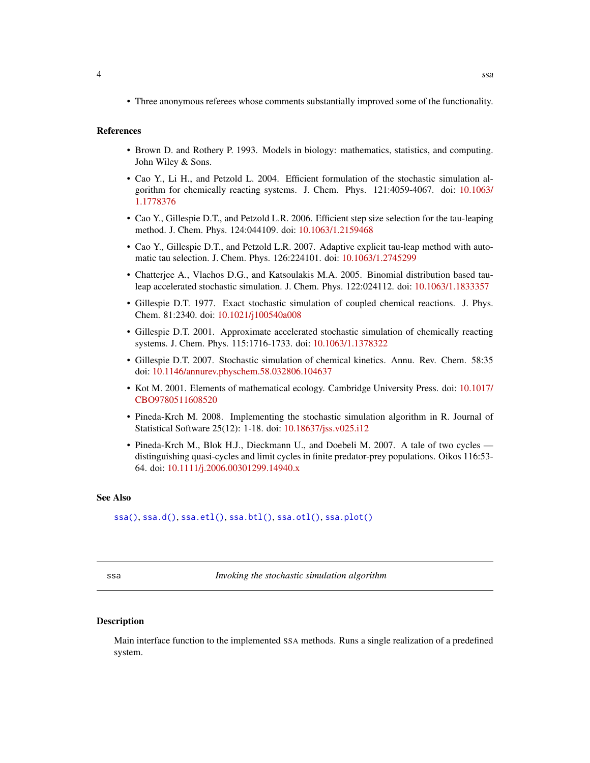- Three anonymous referees whose comments substantially improved some of the functionality.

## References

- Brown D. and Rothery P. 1993. Models in biology: mathematics, statistics, and computing. John Wiley & Sons.
- Cao Y., Li H., and Petzold L. 2004. Efficient formulation of the stochastic simulation algorithm for chemically reacting systems. J. Chem. Phys. 121:4059-4067. doi: 10.1063/1.1778376
- Cao Y., Gillespie D.T., and Petzold L.R. 2006. Efficient step size selection for the tau-leaping method. J. Chem. Phys. 124:044109. doi: 10.1063/1.2159468
- Cao Y., Gillespie D.T., and Petzold L.R. 2007. Adaptive explicit tau-leap method with automatic tau selection. J. Chem. Phys. 126:224101. doi: 10.1063/1.2745299
- Chatterjee A., Vlachos D.G., and Katsoulakis M.A. 2005. Binomial distribution based tau-leap accelerated stochastic simulation. J. Chem. Phys. 122:024112. doi: 10.1063/1.1833357
- Gillespie D.T. 1977. Exact stochastic simulation of coupled chemical reactions. J. Phys. Chem. 81:2340. doi: 10.1021/j100540a008
- Gillespie D.T. 2001. Approximate accelerated stochastic simulation of chemically reacting systems. J. Chem. Phys. 115:1716-1733. doi: 10.1063/1.1378322
- Gillespie D.T. 2007. Stochastic simulation of chemical kinetics. Annu. Rev. Chem. 58:35 doi: 10.1146/annurev.physchem.58.032806.104637
- Kot M. 2001. Elements of mathematical ecology. Cambridge University Press. doi: 10.1017/CBO9780511608520
- Pineda-Krch M. 2008. Implementing the stochastic simulation algorithm in R. Journal of Statistical Software 25(12): 1-18. doi: 10.18637/jss.v025.i12
- Pineda-Krch M., Blok H.J., Dieckmann U., and Doebeli M. 2007. A tale of two cycles — distinguishing quasi-cycles and limit cycles in finite predator-prey populations. Oikos 116:53-64. doi: 10.1111/j.2006.00301299.14940.x

## See Also

`ssa()`, `ssa.d()`, `ssa.etl()`, `ssa.btl()`, `ssa.otl()`, `ssa.plot()`

---

# ssa — *Invoking the stochastic simulation algorithm*

## Description

Main interface function to the implemented SSA methods. Runs a single realization of a predefined system.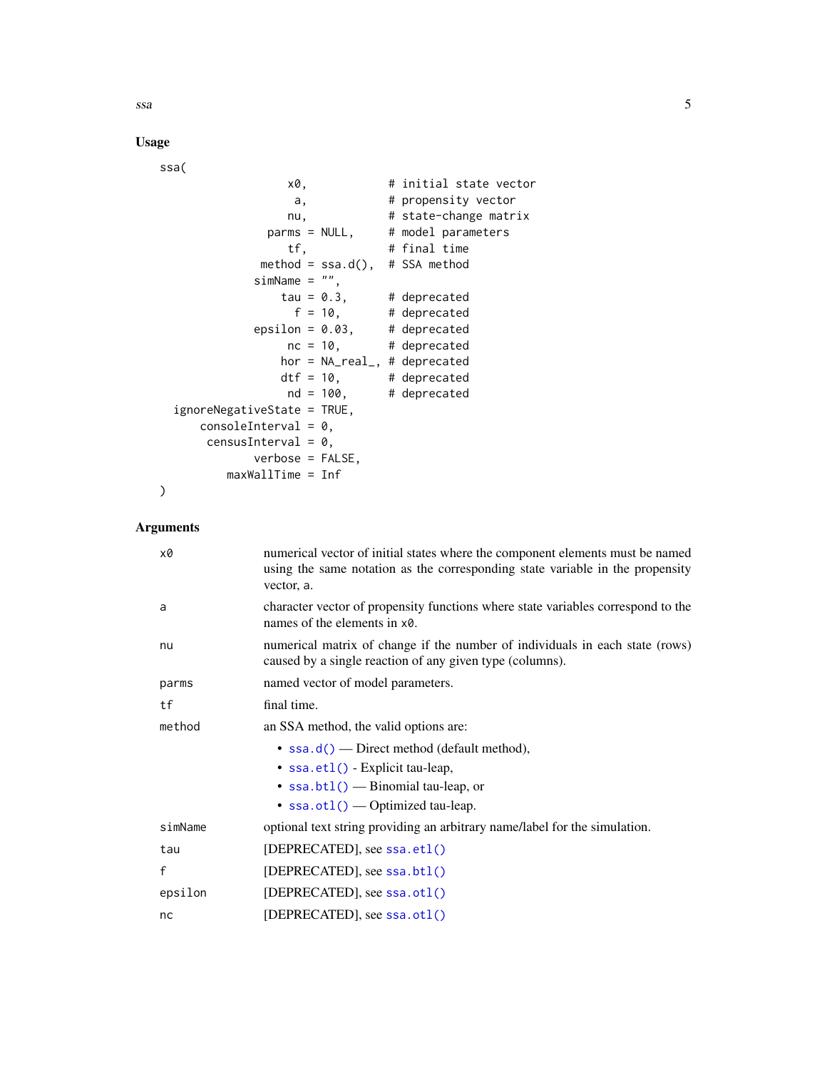## Usage

```
ssa(
                   x0,            # initial state vector
                    a,            # propensity vector
                   nu,            # state-change matrix
                parms = NULL,     # model parameters
                   tf,            # final time
               method = ssa.d(),  # SSA method
              simName = "",
                  tau = 0.3,      # deprecated
                    f = 10,       # deprecated
              epsilon = 0.03,     # deprecated
                   nc = 10,       # deprecated
                  hor = NA_real_, # deprecated
                  dtf = 10,       # deprecated
                   nd = 100,      # deprecated
  ignoreNegativeState = TRUE,
      consoleInterval = 0,
       censusInterval = 0,
              verbose = FALSE,
          maxWallTime = Inf
)
```

## Arguments

| | |
|---|---|
| `x0` | numerical vector of initial states where the component elements must be named using the same notation as the corresponding state variable in the propensity vector, a. |
| `a` | character vector of propensity functions where state variables correspond to the names of the elements in `x0`. |
| `nu` | numerical matrix of change if the number of individuals in each state (rows) caused by a single reaction of any given type (columns). |
| `parms` | named vector of model parameters. |
| `tf` | final time. |
| `method` | an SSA method, the valid options are: <br>• `ssa.d()` — Direct method (default method), <br>• `ssa.etl()` - Explicit tau-leap, <br>• `ssa.btl()` — Binomial tau-leap, or <br>• `ssa.otl()` — Optimized tau-leap. |
| `simName` | optional text string providing an arbitrary name/label for the simulation. |
| `tau` | [DEPRECATED], see `ssa.etl()` |
| `f` | [DEPRECATED], see `ssa.btl()` |
| `epsilon` | [DEPRECATED], see `ssa.otl()` |
| `nc` | [DEPRECATED], see `ssa.otl()` |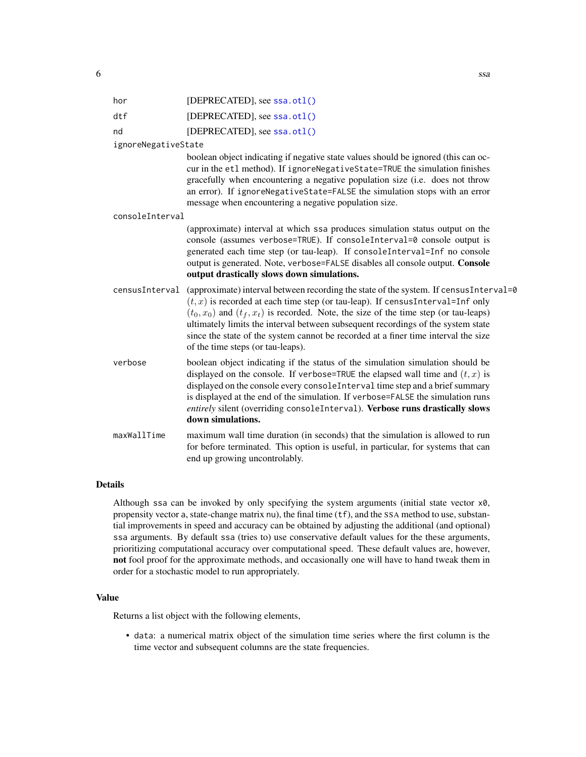| | |
|---|---|
| hor | [DEPRECATED], see ssa.otl() |
| dtf | [DEPRECATED], see ssa.otl() |
| nd | [DEPRECATED], see ssa.otl() |
| ignoreNegativeState | boolean object indicating if negative state values should be ignored (this can occur in the etl method). If ignoreNegativeState=TRUE the simulation finishes gracefully when encountering a negative population size (i.e. does not throw an error). If ignoreNegativeState=FALSE the simulation stops with an error message when encountering a negative population size. |
| consoleInterval | (approximate) interval at which ssa produces simulation status output on the console (assumes verbose=TRUE). If consoleInterval=0 console output is generated each time step (or tau-leap). If consoleInterval=Inf no console output is generated. Note, verbose=FALSE disables all console output. **Console output drastically slows down simulations.** |
| censusInterval | (approximate) interval between recording the state of the system. If censusInterval=0 $(t, x)$ is recorded at each time step (or tau-leap). If censusInterval=Inf only $(t_0, x_0)$ and $(t_f, x_t)$ is recorded. Note, the size of the time step (or tau-leaps) ultimately limits the interval between subsequent recordings of the system state since the state of the system cannot be recorded at a finer time interval the size of the time steps (or tau-leaps). |
| verbose | boolean object indicating if the status of the simulation simulation should be displayed on the console. If verbose=TRUE the elapsed wall time and $(t, x)$ is displayed on the console every consoleInterval time step and a brief summary is displayed at the end of the simulation. If verbose=FALSE the simulation runs *entirely* silent (overriding consoleInterval). **Verbose runs drastically slows down simulations.** |
| maxWallTime | maximum wall time duration (in seconds) that the simulation is allowed to run for before terminated. This option is useful, in particular, for systems that can end up growing uncontrolably. |

## Details

Although ssa can be invoked by only specifying the system arguments (initial state vector x0, propensity vector a, state-change matrix nu), the final time (tf), and the SSA method to use, substantial improvements in speed and accuracy can be obtained by adjusting the additional (and optional) ssa arguments. By default ssa (tries to) use conservative default values for the these arguments, prioritizing computational accuracy over computational speed. These default values are, however, **not** fool proof for the approximate methods, and occasionally one will have to hand tweak them in order for a stochastic model to run appropriately.

## Value

Returns a list object with the following elements,

- data: a numerical matrix object of the simulation time series where the first column is the time vector and subsequent columns are the state frequencies.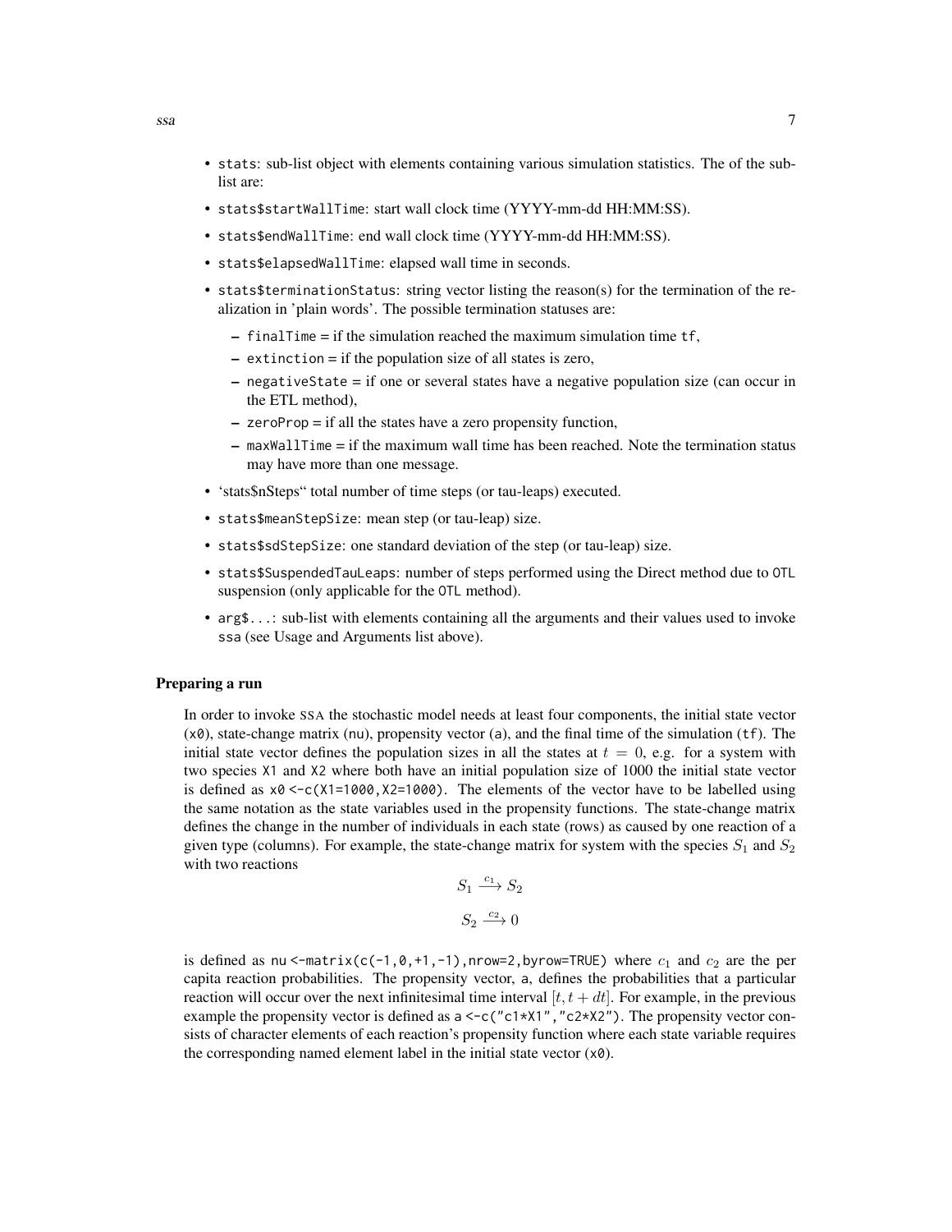- `stats`: sub-list object with elements containing various simulation statistics. The of the sub-list are:
- `stats$startWallTime`: start wall clock time (YYYY-mm-dd HH:MM:SS).
- `stats$endWallTime`: end wall clock time (YYYY-mm-dd HH:MM:SS).
- `stats$elapsedWallTime`: elapsed wall time in seconds.
- `stats$terminationStatus`: string vector listing the reason(s) for the termination of the realization in 'plain words'. The possible termination statuses are:
  - `finalTime` = if the simulation reached the maximum simulation time `tf`,
  - `extinction` = if the population size of all states is zero,
  - `negativeState` = if one or several states have a negative population size (can occur in the ETL method),
  - `zeroProp` = if all the states have a zero propensity function,
  - `maxWallTime` = if the maximum wall time has been reached. Note the termination status may have more than one message.
- 'stats$nSteps" total number of time steps (or tau-leaps) executed.
- `stats$meanStepSize`: mean step (or tau-leap) size.
- `stats$sdStepSize`: one standard deviation of the step (or tau-leap) size.
- `stats$SuspendedTauLeaps`: number of steps performed using the Direct method due to `OTL` suspension (only applicable for the `OTL` method).
- `arg$...`: sub-list with elements containing all the arguments and their values used to invoke `ssa` (see Usage and Arguments list above).

### Preparing a run

In order to invoke SSA the stochastic model needs at least four components, the initial state vector (`x0`), state-change matrix (`nu`), propensity vector (`a`), and the final time of the simulation (`tf`). The initial state vector defines the population sizes in all the states at $t = 0$, e.g. for a system with two species `X1` and `X2` where both have an initial population size of 1000 the initial state vector is defined as `x0 <-c(X1=1000,X2=1000)`. The elements of the vector have to be labelled using the same notation as the state variables used in the propensity functions. The state-change matrix defines the change in the number of individuals in each state (rows) as caused by one reaction of a given type (columns). For example, the state-change matrix for system with the species $S_1$ and $S_2$ with two reactions

$$S_1 \xrightarrow{c_1} S_2$$

$$S_2 \xrightarrow{c_2} 0$$

is defined as `nu <-matrix(c(-1,0,+1,-1),nrow=2,byrow=TRUE)` where $c_1$ and $c_2$ are the per capita reaction probabilities. The propensity vector, `a`, defines the probabilities that a particular reaction will occur over the next infinitesimal time interval $[t, t + dt]$. For example, in the previous example the propensity vector is defined as `a <-c("c1*X1","c2*X2")`. The propensity vector consists of character elements of each reaction's propensity function where each state variable requires the corresponding named element label in the initial state vector (`x0`).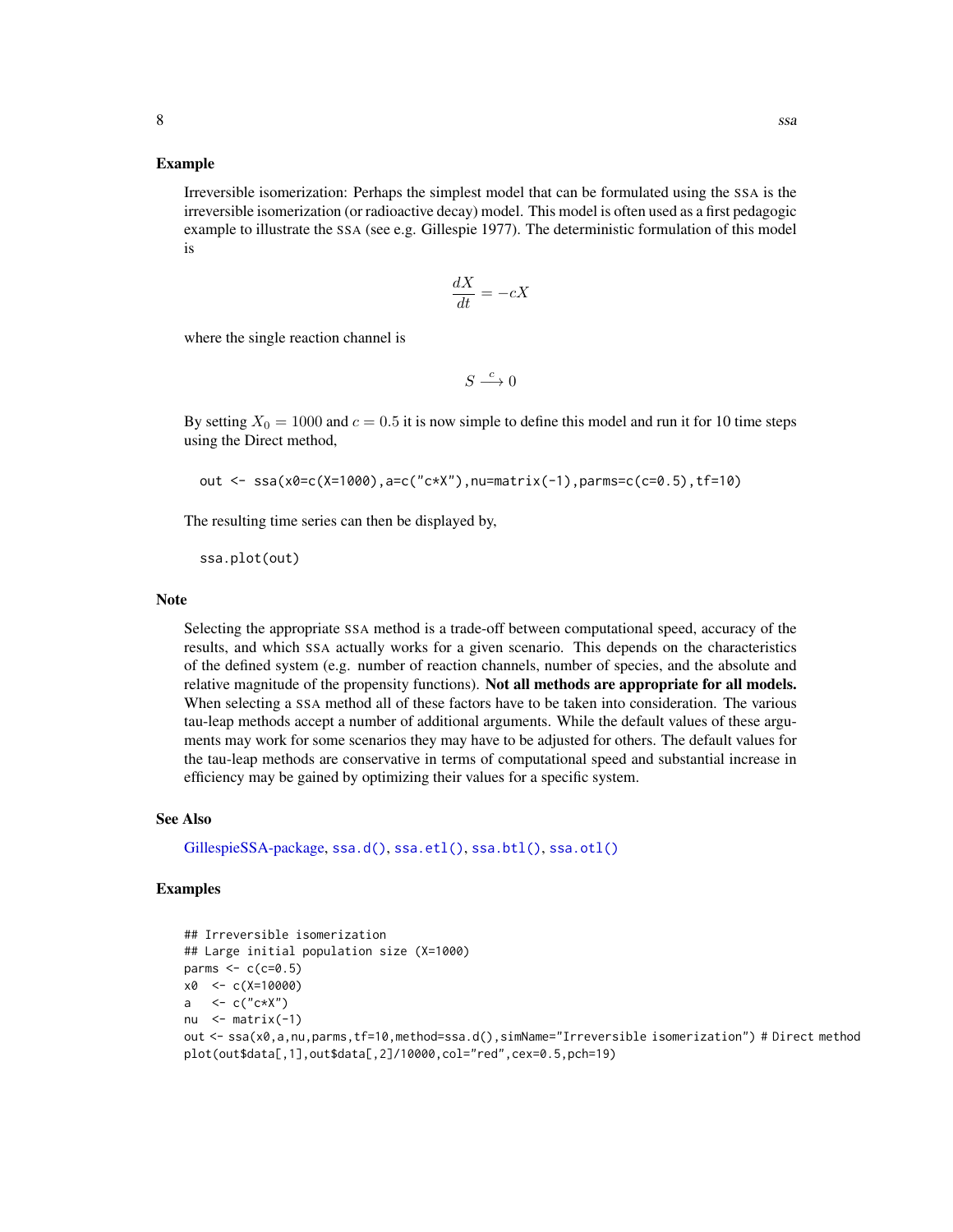### Example

Irreversible isomerization: Perhaps the simplest model that can be formulated using the SSA is the irreversible isomerization (or radioactive decay) model. This model is often used as a first pedagogic example to illustrate the SSA (see e.g. Gillespie 1977). The deterministic formulation of this model is

$$\frac{dX}{dt} = -cX$$

where the single reaction channel is

$$S \xrightarrow{c} 0$$

By setting $X_0 = 1000$ and $c = 0.5$ it is now simple to define this model and run it for 10 time steps using the Direct method,

```
out <- ssa(x0=c(X=1000),a=c("c*X"),nu=matrix(-1),parms=c(c=0.5),tf=10)
```

The resulting time series can then be displayed by,

```
ssa.plot(out)
```

### Note

Selecting the appropriate SSA method is a trade-off between computational speed, accuracy of the results, and which SSA actually works for a given scenario. This depends on the characteristics of the defined system (e.g. number of reaction channels, number of species, and the absolute and relative magnitude of the propensity functions). **Not all methods are appropriate for all models.** When selecting a SSA method all of these factors have to be taken into consideration. The various tau-leap methods accept a number of additional arguments. While the default values of these arguments may work for some scenarios they may have to be adjusted for others. The default values for the tau-leap methods are conservative in terms of computational speed and substantial increase in efficiency may be gained by optimizing their values for a specific system.

### See Also

GillespieSSA-package, `ssa.d()`, `ssa.etl()`, `ssa.btl()`, `ssa.otl()`

### Examples

```
## Irreversible isomerization
## Large initial population size (X=1000)
parms <- c(c=0.5)
x0  <- c(X=10000)
a   <- c("c*X")
nu  <- matrix(-1)
out <- ssa(x0,a,nu,parms,tf=10,method=ssa.d(),simName="Irreversible isomerization") # Direct method
plot(out$data[,1],out$data[,2]/10000,col="red",cex=0.5,pch=19)
```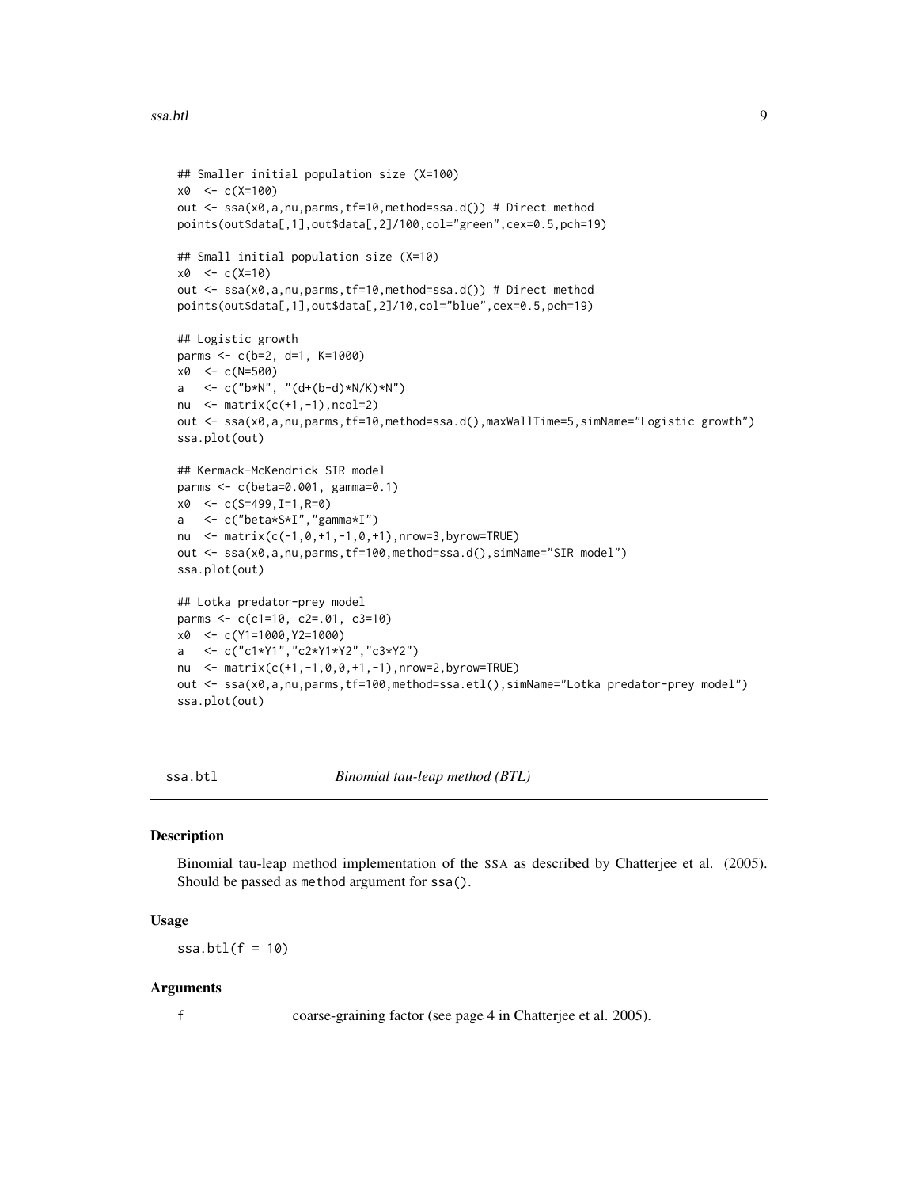```
## Smaller initial population size (X=100)
x0  <- c(X=100)
out <- ssa(x0,a,nu,parms,tf=10,method=ssa.d()) # Direct method
points(out$data[,1],out$data[,2]/100,col="green",cex=0.5,pch=19)

## Small initial population size (X=10)
x0  <- c(X=10)
out <- ssa(x0,a,nu,parms,tf=10,method=ssa.d()) # Direct method
points(out$data[,1],out$data[,2]/10,col="blue",cex=0.5,pch=19)

## Logistic growth
parms <- c(b=2, d=1, K=1000)
x0  <- c(N=500)
a   <- c("b*N", "(d+(b-d)*N/K)*N")
nu  <- matrix(c(+1,-1),ncol=2)
out <- ssa(x0,a,nu,parms,tf=10,method=ssa.d(),maxWallTime=5,simName="Logistic growth")
ssa.plot(out)

## Kermack-McKendrick SIR model
parms <- c(beta=0.001, gamma=0.1)
x0  <- c(S=499,I=1,R=0)
a   <- c("beta*S*I","gamma*I")
nu  <- matrix(c(-1,0,+1,-1,0,+1),nrow=3,byrow=TRUE)
out <- ssa(x0,a,nu,parms,tf=100,method=ssa.d(),simName="SIR model")
ssa.plot(out)

## Lotka predator-prey model
parms <- c(c1=10, c2=.01, c3=10)
x0  <- c(Y1=1000,Y2=1000)
a   <- c("c1*Y1","c2*Y1*Y2","c3*Y2")
nu  <- matrix(c(+1,-1,0,0,+1,-1),nrow=2,byrow=TRUE)
out <- ssa(x0,a,nu,parms,tf=100,method=ssa.etl(),simName="Lotka predator-prey model")
ssa.plot(out)
```

## ssa.btl — *Binomial tau-leap method (BTL)*

### Description

Binomial tau-leap method implementation of the SSA as described by Chatterjee et al. (2005). Should be passed as `method` argument for `ssa()`.

### Usage

```
ssa.btl(f = 10)
```

### Arguments

| | |
|---|---|
| f | coarse-graining factor (see page 4 in Chatterjee et al. 2005). |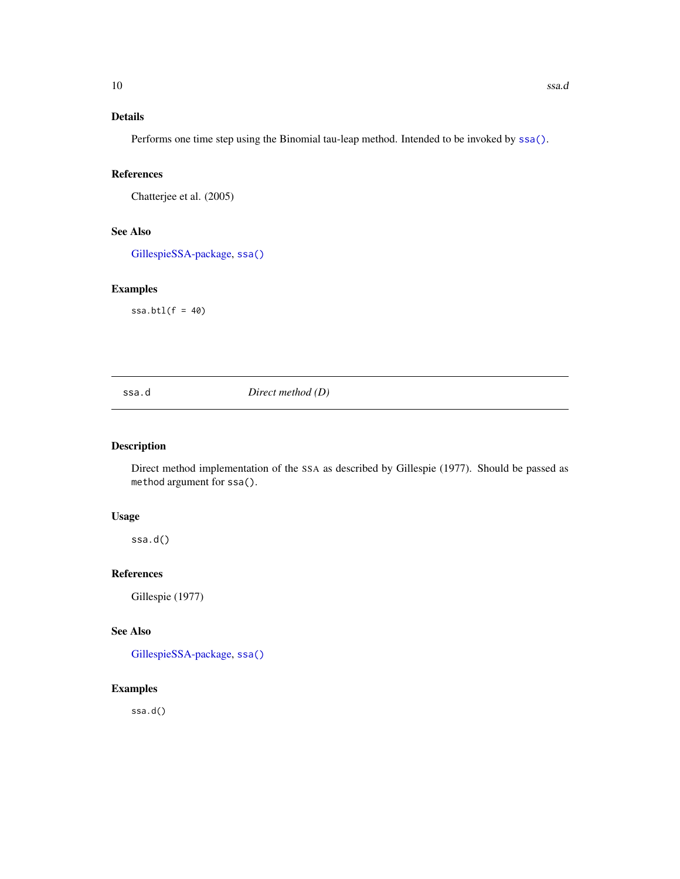### Details

Performs one time step using the Binomial tau-leap method. Intended to be invoked by `ssa()`.

### References

Chatterjee et al. (2005)

### See Also

GillespieSSA-package, `ssa()`

### Examples

```
ssa.btl(f = 40)
```

---

## ssa.d — *Direct method (D)*

---

### Description

Direct method implementation of the SSA as described by Gillespie (1977). Should be passed as `method` argument for `ssa()`.

### Usage

```
ssa.d()
```

### References

Gillespie (1977)

### See Also

GillespieSSA-package, `ssa()`

### Examples

```
ssa.d()
```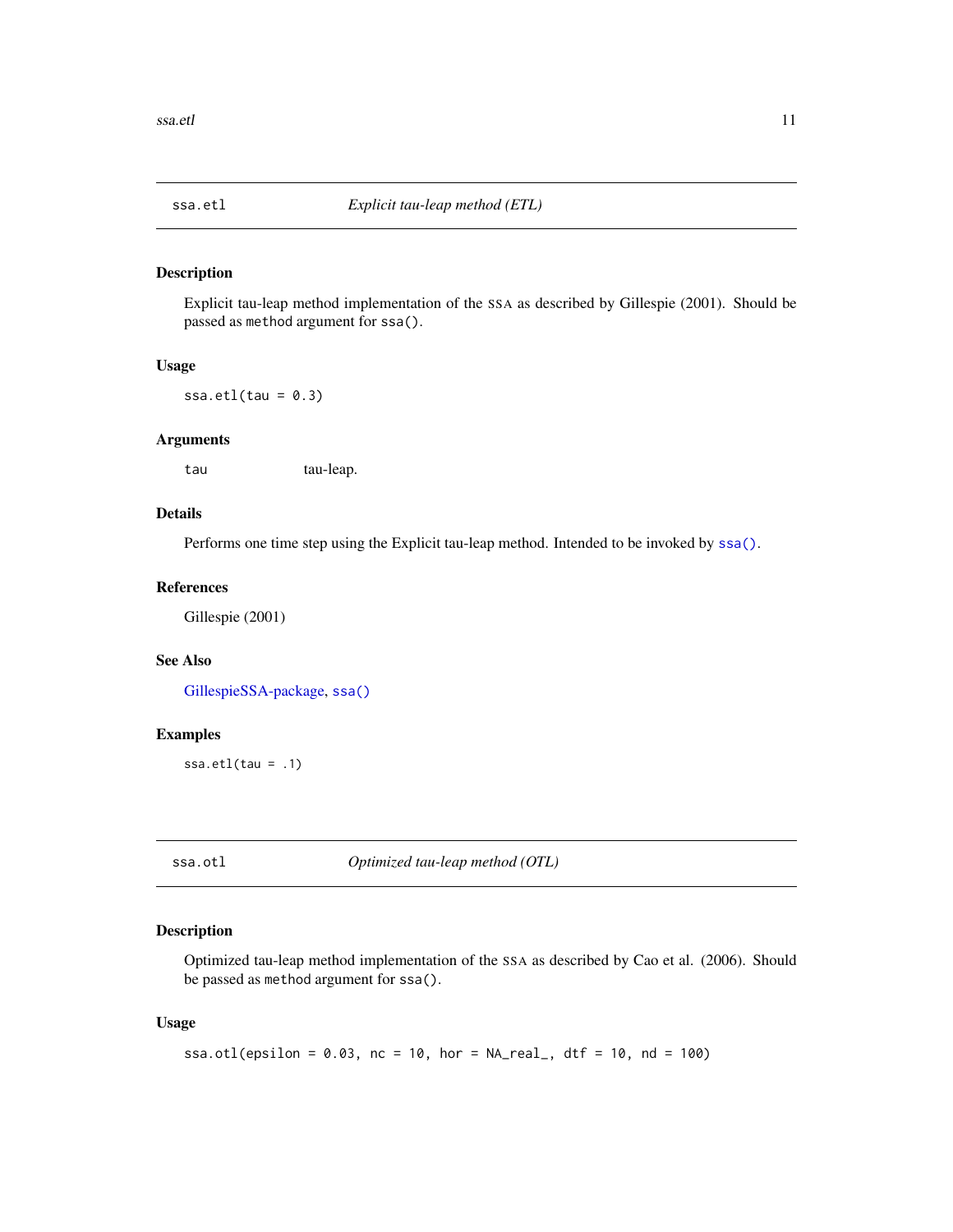## ssa.etl — *Explicit tau-leap method (ETL)*

### Description

Explicit tau-leap method implementation of the SSA as described by Gillespie (2001). Should be passed as `method` argument for `ssa()`.

### Usage

```
ssa.etl(tau = 0.3)
```

### Arguments

| | |
|---|---|
| `tau` | tau-leap. |

### Details

Performs one time step using the Explicit tau-leap method. Intended to be invoked by `ssa()`.

### References

Gillespie (2001)

### See Also

GillespieSSA-package, `ssa()`

### Examples

```
ssa.etl(tau = .1)
```

## ssa.otl — *Optimized tau-leap method (OTL)*

### Description

Optimized tau-leap method implementation of the SSA as described by Cao et al. (2006). Should be passed as `method` argument for `ssa()`.

### Usage

```
ssa.otl(epsilon = 0.03, nc = 10, hor = NA_real_, dtf = 10, nd = 100)
```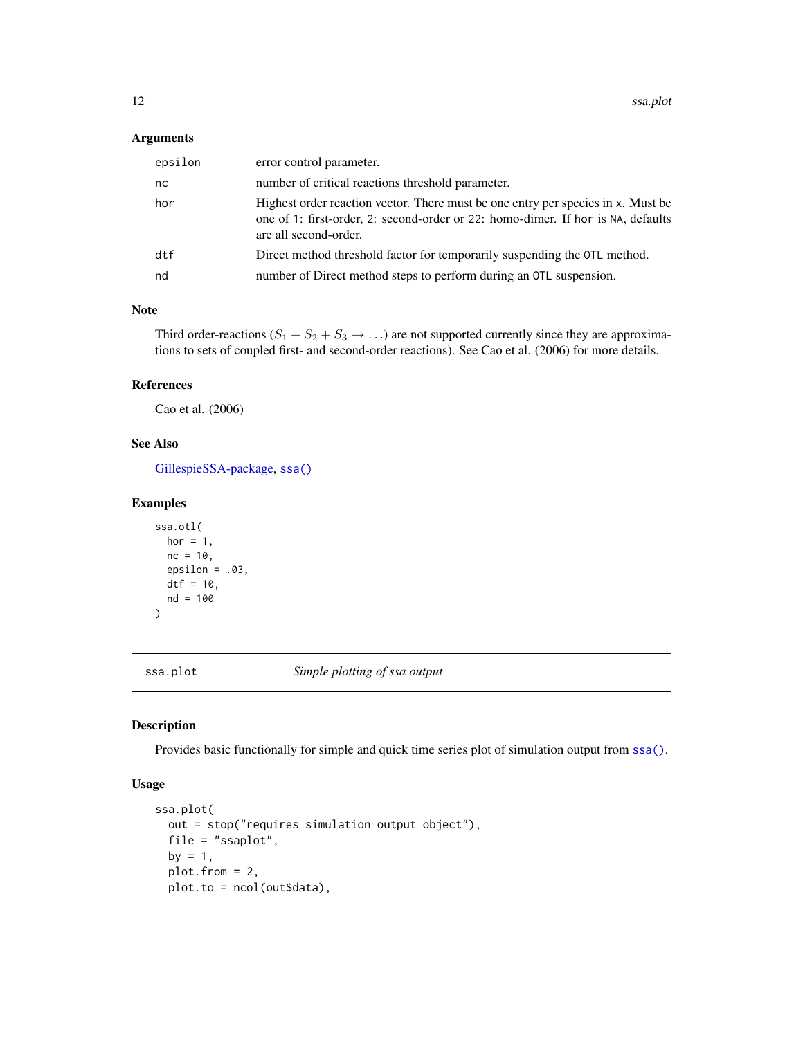### Arguments

| | |
|---|---|
| `epsilon` | error control parameter. |
| `nc` | number of critical reactions threshold parameter. |
| `hor` | Highest order reaction vector. There must be one entry per species in `x`. Must be one of `1`: first-order, `2`: second-order or `22`: homo-dimer. If `hor` is `NA`, defaults are all second-order. |
| `dtf` | Direct method threshold factor for temporarily suspending the `OTL` method. |
| `nd` | number of Direct method steps to perform during an `OTL` suspension. |

### Note

Third order-reactions ($S_1 + S_2 + S_3 \rightarrow \ldots$) are not supported currently since they are approximations to sets of coupled first- and second-order reactions). See Cao et al. (2006) for more details.

### References

Cao et al. (2006)

### See Also

GillespieSSA-package, `ssa()`

### Examples

```
ssa.otl(
  hor = 1,
  nc = 10,
  epsilon = .03,
  dtf = 10,
  nd = 100
)
```

---

## ssa.plot — *Simple plotting of ssa output*

### Description

Provides basic functionally for simple and quick time series plot of simulation output from `ssa()`.

### Usage

```
ssa.plot(
  out = stop("requires simulation output object"),
  file = "ssaplot",
  by = 1,
  plot.from = 2,
  plot.to = ncol(out$data),
```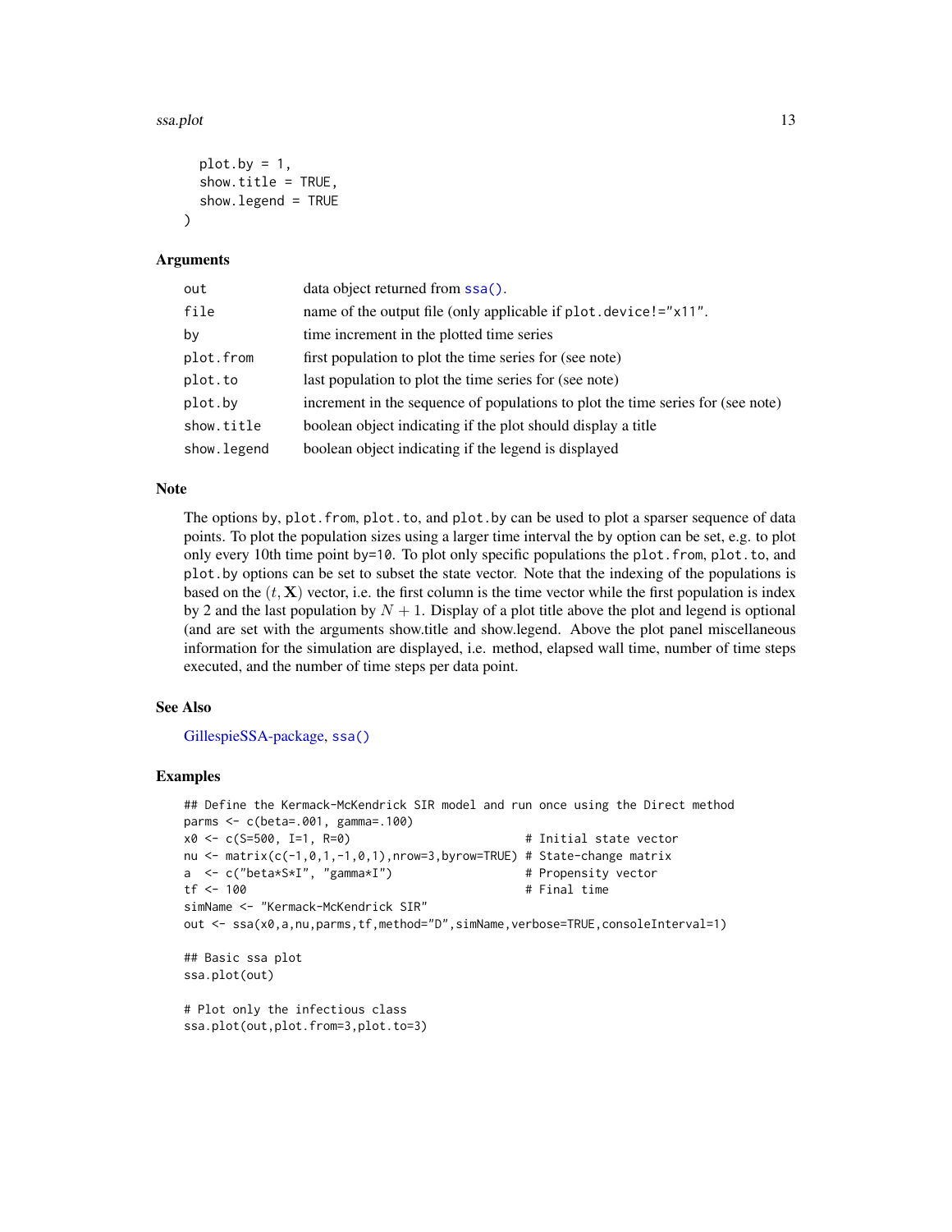```
  plot.by = 1,
  show.title = TRUE,
  show.legend = TRUE
)
```

### Arguments

| | |
|---|---|
| out | data object returned from ssa(). |
| file | name of the output file (only applicable if plot.device!="x11". |
| by | time increment in the plotted time series |
| plot.from | first population to plot the time series for (see note) |
| plot.to | last population to plot the time series for (see note) |
| plot.by | increment in the sequence of populations to plot the time series for (see note) |
| show.title | boolean object indicating if the plot should display a title |
| show.legend | boolean object indicating if the legend is displayed |

### Note

The options by, plot.from, plot.to, and plot.by can be used to plot a sparser sequence of data points. To plot the population sizes using a larger time interval the by option can be set, e.g. to plot only every 10th time point by=10. To plot only specific populations the plot.from, plot.to, and plot.by options can be set to subset the state vector. Note that the indexing of the populations is based on the $(t, \mathbf{X})$ vector, i.e. the first column is the time vector while the first population is index by 2 and the last population by $N + 1$. Display of a plot title above the plot and legend is optional (and are set with the arguments show.title and show.legend. Above the plot panel miscellaneous information for the simulation are displayed, i.e. method, elapsed wall time, number of time steps executed, and the number of time steps per data point.

### See Also

GillespieSSA-package, ssa()

### Examples

```
## Define the Kermack-McKendrick SIR model and run once using the Direct method
parms <- c(beta=.001, gamma=.100)
x0 <- c(S=500, I=1, R=0)                        # Initial state vector
nu <- matrix(c(-1,0,1,-1,0,1),nrow=3,byrow=TRUE) # State-change matrix
a  <- c("beta*S*I", "gamma*I")                   # Propensity vector
tf <- 100                                        # Final time
simName <- "Kermack-McKendrick SIR"
out <- ssa(x0,a,nu,parms,tf,method="D",simName,verbose=TRUE,consoleInterval=1)

## Basic ssa plot
ssa.plot(out)

# Plot only the infectious class
ssa.plot(out,plot.from=3,plot.to=3)
```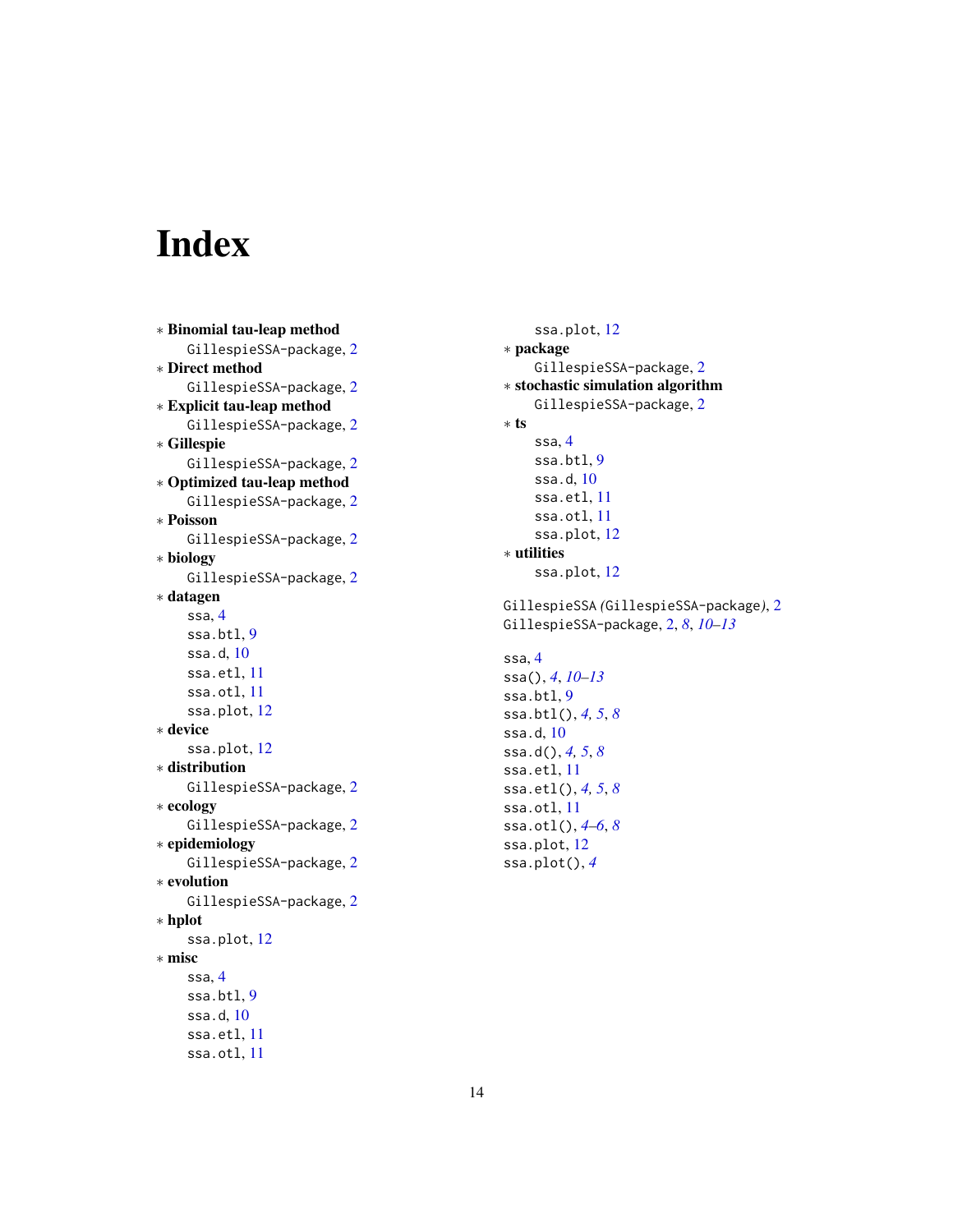# Index

∗ **Binomial tau-leap method**
  GillespieSSA-package, 2
∗ **Direct method**
  GillespieSSA-package, 2
∗ **Explicit tau-leap method**
  GillespieSSA-package, 2
∗ **Gillespie**
  GillespieSSA-package, 2
∗ **Optimized tau-leap method**
  GillespieSSA-package, 2
∗ **Poisson**
  GillespieSSA-package, 2
∗ **biology**
  GillespieSSA-package, 2
∗ **datagen**
  ssa, 4
  ssa.btl, 9
  ssa.d, 10
  ssa.etl, 11
  ssa.otl, 11
  ssa.plot, 12
∗ **device**
  ssa.plot, 12
∗ **distribution**
  GillespieSSA-package, 2
∗ **ecology**
  GillespieSSA-package, 2
∗ **epidemiology**
  GillespieSSA-package, 2
∗ **evolution**
  GillespieSSA-package, 2
∗ **hplot**
  ssa.plot, 12
∗ **misc**
  ssa, 4
  ssa.btl, 9
  ssa.d, 10
  ssa.etl, 11
  ssa.otl, 11
  ssa.plot, 12
∗ **package**
  GillespieSSA-package, 2
∗ **stochastic simulation algorithm**
  GillespieSSA-package, 2
∗ **ts**
  ssa, 4
  ssa.btl, 9
  ssa.d, 10
  ssa.etl, 11
  ssa.otl, 11
  ssa.plot, 12
∗ **utilities**
  ssa.plot, 12

GillespieSSA *(*GillespieSSA-package*)*, 2
GillespieSSA-package, 2, *8*, *10–13*

ssa, 4
ssa(), *4*, *10–13*
ssa.btl, 9
ssa.btl(), *4, 5*, *8*
ssa.d, 10
ssa.d(), *4, 5*, *8*
ssa.etl, 11
ssa.etl(), *4, 5*, *8*
ssa.otl, 11
ssa.otl(), *4–6*, *8*
ssa.plot, 12
ssa.plot(), *4*